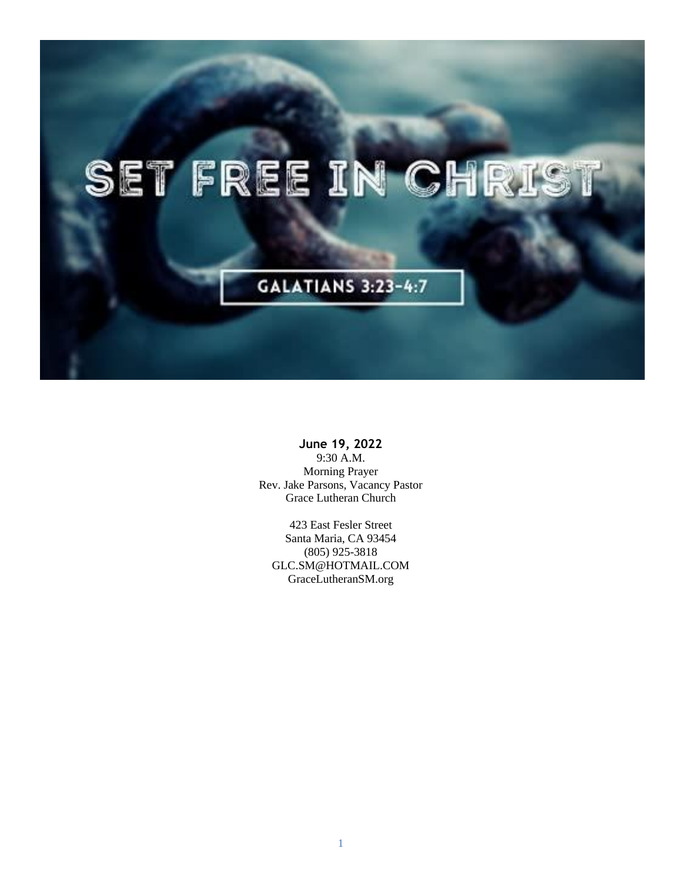# SET FREE IN CHRIST

GALATIANS 3:23-4:7

**June 19, 2022**
9:30 A.M.
Morning Prayer
Rev. Jake Parsons, Vacancy Pastor
Grace Lutheran Church

423 East Fesler Street
Santa Maria, CA 93454
(805) 925-3818
GLC.SM@HOTMAIL.COM
GraceLutheranSM.org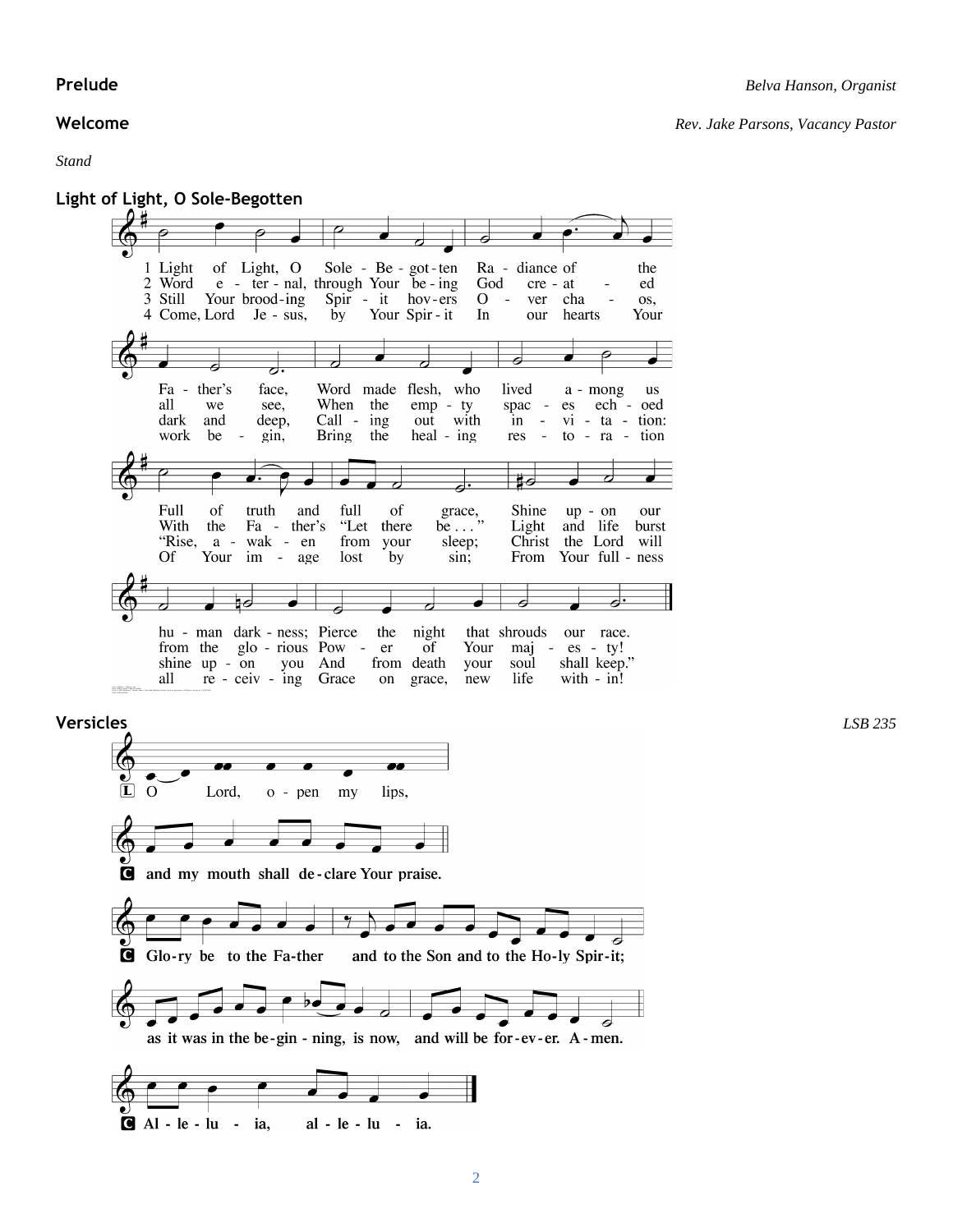**Prelude** *Belva Hanson, Organist*

**Welcome** *Rev. Jake Parsons, Vacancy Pastor*

*Stand*

**Light of Light, O Sole-Begotten**

1 Light of Light, O Sole-Begotten Radiance of the Father's face, Word made flesh, who lived among us Full of truth and full of grace, Shine upon our human darkness; Pierce the night that shrouds our race.

2 Word eternal, through Your being God created all we see, When the empty spaces echoed With the Father's "Let there be . . ." Light and life burst from the glorious Power of Your majesty!

3 Still Your brooding Spirit hovers O-ver chaos, dark and deep, Calling out with invitation: "Rise, awaken from your sleep; Christ the Lord will shine upon you And from death your soul shall keep."

4 Come, Lord Jesus, by Your Spirit In our hearts Your work begin, Bring the healing restoration Of Your image lost by sin; From Your fullness all receiving Grace on grace, new life within!

**Versicles** *LSB 235*

L O Lord, open my lips,

C **and my mouth shall declare Your praise.**

C **Glory be to the Father and to the Son and to the Holy Spirit; as it was in the beginning, is now, and will be forever. Amen.**

C **Alleluia, alleluia.**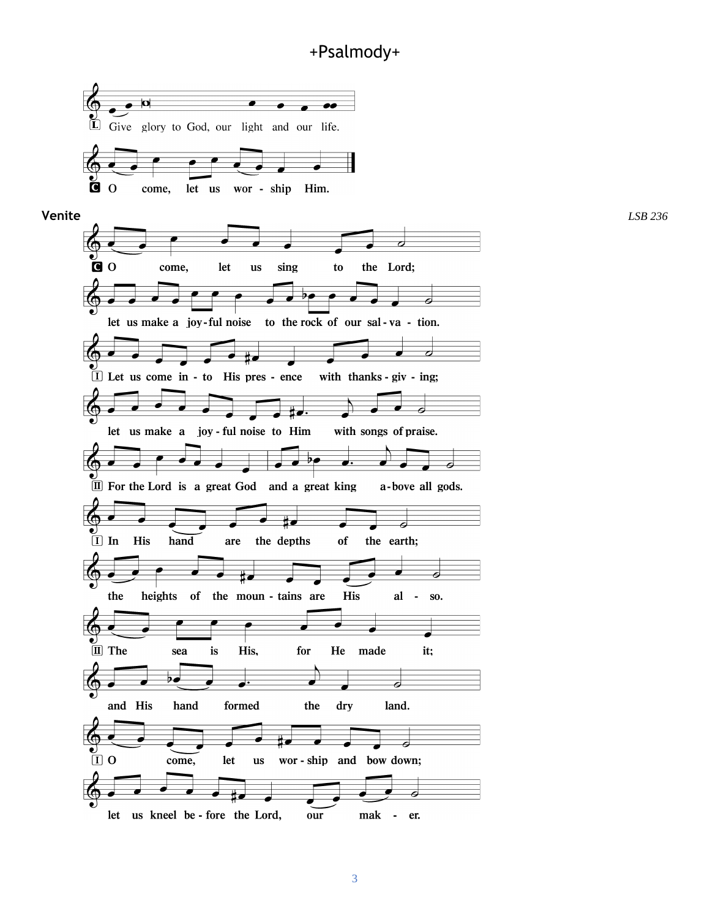# +Psalmody+

L Give glory to God, our light and our life.

**C O come, let us wor - ship Him.**

**Venite** *LSB 236*

**C O come, let us sing to the Lord;**

**let us make a joy - ful noise to the rock of our sal - va - tion.**

**I Let us come in - to His pres - ence with thanks - giv - ing;**

**let us make a joy - ful noise to Him with songs of praise.**

**II For the Lord is a great God and a great king a - bove all gods.**

**I In His hand are the depths of the earth;**

**the heights of the moun - tains are His al - so.**

**II The sea is His, for He made it;**

**and His hand formed the dry land.**

**I O come, let us wor - ship and bow down;**

**let us kneel be - fore the Lord, our mak - er.**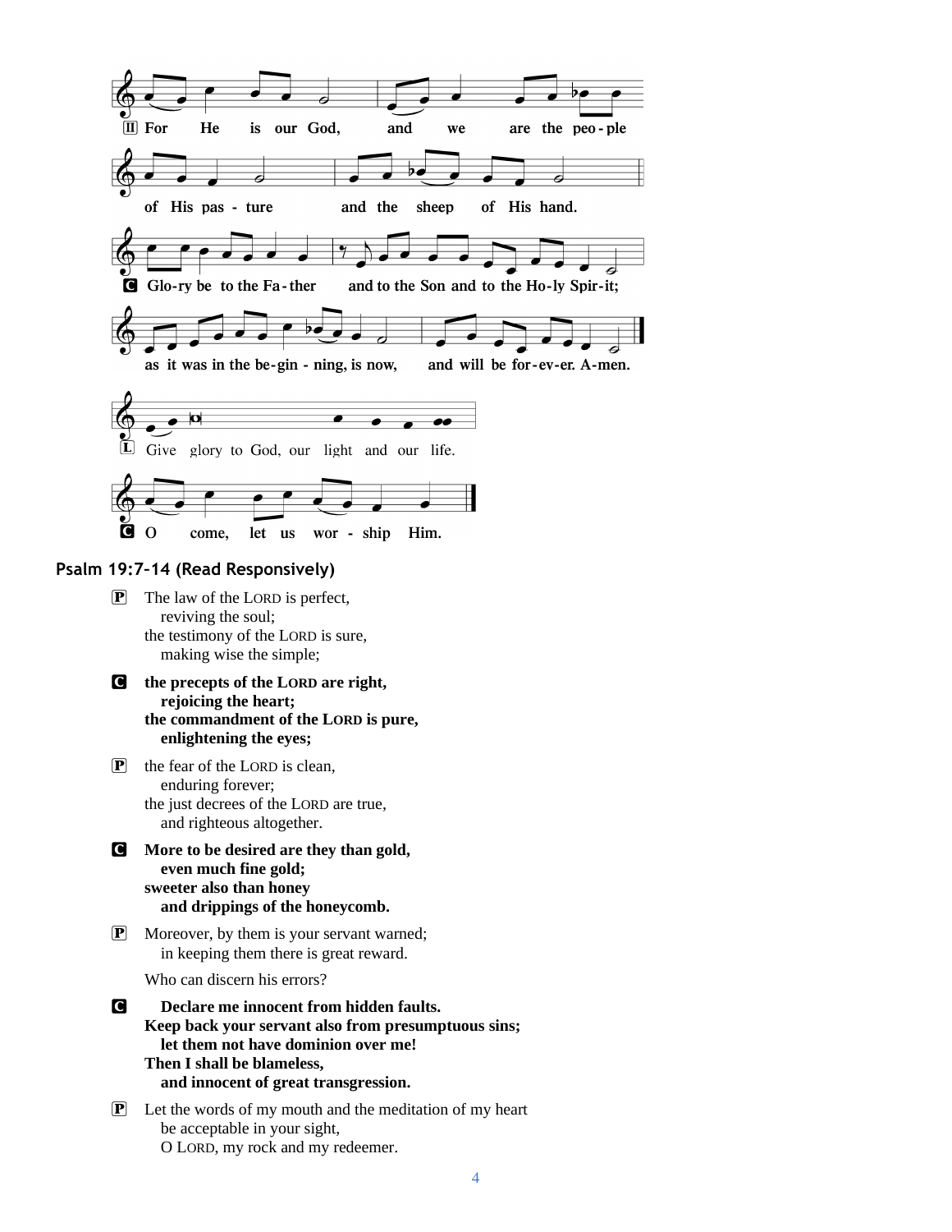P For He is our God, and we are the peo-ple of His pas-ture and the sheep of His hand.

C Glo-ry be to the Fa-ther and to the Son and to the Ho-ly Spir-it; as it was in the be-gin-ning, is now, and will be for-ev-er. A-men.

L Give glory to God, our light and our life.

C O come, let us wor-ship Him.

## Psalm 19:7–14 (Read Responsively)

P The law of the LORD is perfect,
  reviving the soul;
the testimony of the LORD is sure,
  making wise the simple;

**C the precepts of the LORD are right,**
  **rejoicing the heart;**
**the commandment of the LORD is pure,**
  **enlightening the eyes;**

P the fear of the LORD is clean,
  enduring forever;
the just decrees of the LORD are true,
  and righteous altogether.

**C More to be desired are they than gold,**
  **even much fine gold;**
**sweeter also than honey**
  **and drippings of the honeycomb.**

P Moreover, by them is your servant warned;
  in keeping them there is great reward.

Who can discern his errors?

**C Declare me innocent from hidden faults.**
**Keep back your servant also from presumptuous sins;**
  **let them not have dominion over me!**
**Then I shall be blameless,**
  **and innocent of great transgression.**

P Let the words of my mouth and the meditation of my heart
  be acceptable in your sight,
  O LORD, my rock and my redeemer.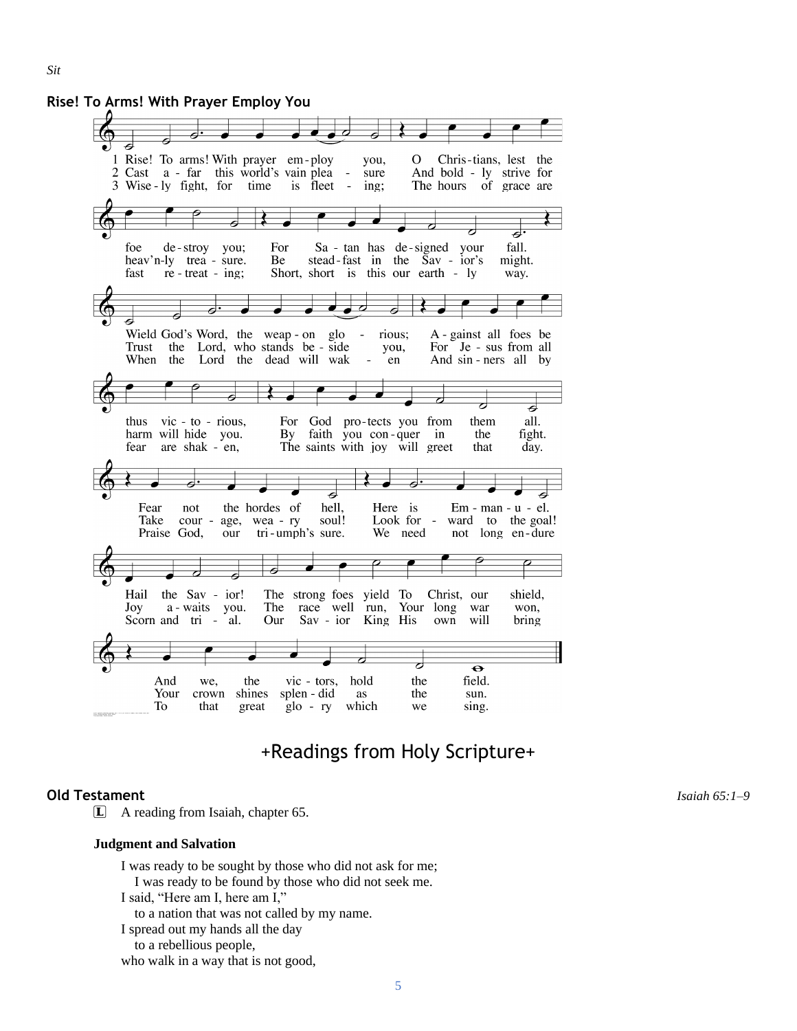*Sit*

**Rise! To Arms! With Prayer Employ You**

1 Rise! To arms! With prayer employ you, O Christians, lest the foe destroy you; For Satan has designed your fall. Wield God's Word, the weapon glorious; Against all foes be thus victorious, For God protects you from them all. Fear not the hordes of hell, Here is Emmanuel. Hail the Savior! The strong foes yield To Christ, our shield, And we, the victors, hold the field.

2 Cast afar this world's vain pleasure And boldly strive for heav'nly treasure. Be steadfast in the Savior's might. Trust the Lord, who stands beside you, For Jesus from all harm will hide you. By faith you conquer in the fight. Take courage, weary soul! Look forward to the goal! Joy awaits you. The race well run, Your long war won, Your crown shines splendid as the sun.

3 Wisely fight, for time is fleeting; The hours of grace are fast retreating; Short, short is this our earthly way. When the Lord the dead will waken And sinners all by fear are shaken, The saints with joy will greet that day. Praise God, our triumph's sure. We need not long endure Scorn and trial. Our Savior King His own will bring To that great glory which we sing.

# +Readings from Holy Scripture+

**Old Testament** *Isaiah 65:1–9*

L A reading from Isaiah, chapter 65.

**Judgment and Salvation**

I was ready to be sought by those who did not ask for me;
  I was ready to be found by those who did not seek me.
I said, "Here am I, here am I,"
  to a nation that was not called by my name.
I spread out my hands all the day
  to a rebellious people,
who walk in a way that is not good,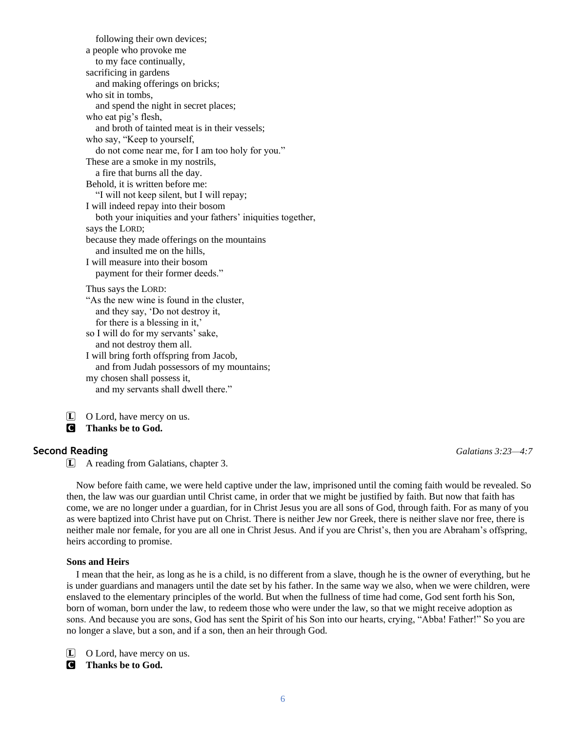following their own devices;
a people who provoke me
to my face continually,
sacrificing in gardens
and making offerings on bricks;
who sit in tombs,
and spend the night in secret places;
who eat pig's flesh,
and broth of tainted meat is in their vessels;
who say, "Keep to yourself,
do not come near me, for I am too holy for you."
These are a smoke in my nostrils,
a fire that burns all the day.
Behold, it is written before me:
"I will not keep silent, but I will repay;
I will indeed repay into their bosom
both your iniquities and your fathers' iniquities together,
says the LORD;
because they made offerings on the mountains
and insulted me on the hills,
I will measure into their bosom
payment for their former deeds."

Thus says the LORD:
"As the new wine is found in the cluster,
and they say, 'Do not destroy it,
for there is a blessing in it,'
so I will do for my servants' sake,
and not destroy them all.
I will bring forth offspring from Jacob,
and from Judah possessors of my mountains;
my chosen shall possess it,
and my servants shall dwell there."

L O Lord, have mercy on us.
C **Thanks be to God.**

## Second Reading

*Galatians 3:23—4:7*

L A reading from Galatians, chapter 3.

Now before faith came, we were held captive under the law, imprisoned until the coming faith would be revealed. So then, the law was our guardian until Christ came, in order that we might be justified by faith. But now that faith has come, we are no longer under a guardian, for in Christ Jesus you are all sons of God, through faith. For as many of you as were baptized into Christ have put on Christ. There is neither Jew nor Greek, there is neither slave nor free, there is neither male nor female, for you are all one in Christ Jesus. And if you are Christ's, then you are Abraham's offspring, heirs according to promise.

**Sons and Heirs**

I mean that the heir, as long as he is a child, is no different from a slave, though he is the owner of everything, but he is under guardians and managers until the date set by his father. In the same way we also, when we were children, were enslaved to the elementary principles of the world. But when the fullness of time had come, God sent forth his Son, born of woman, born under the law, to redeem those who were under the law, so that we might receive adoption as sons. And because you are sons, God has sent the Spirit of his Son into our hearts, crying, "Abba! Father!" So you are no longer a slave, but a son, and if a son, then an heir through God.

L O Lord, have mercy on us.
C **Thanks be to God.**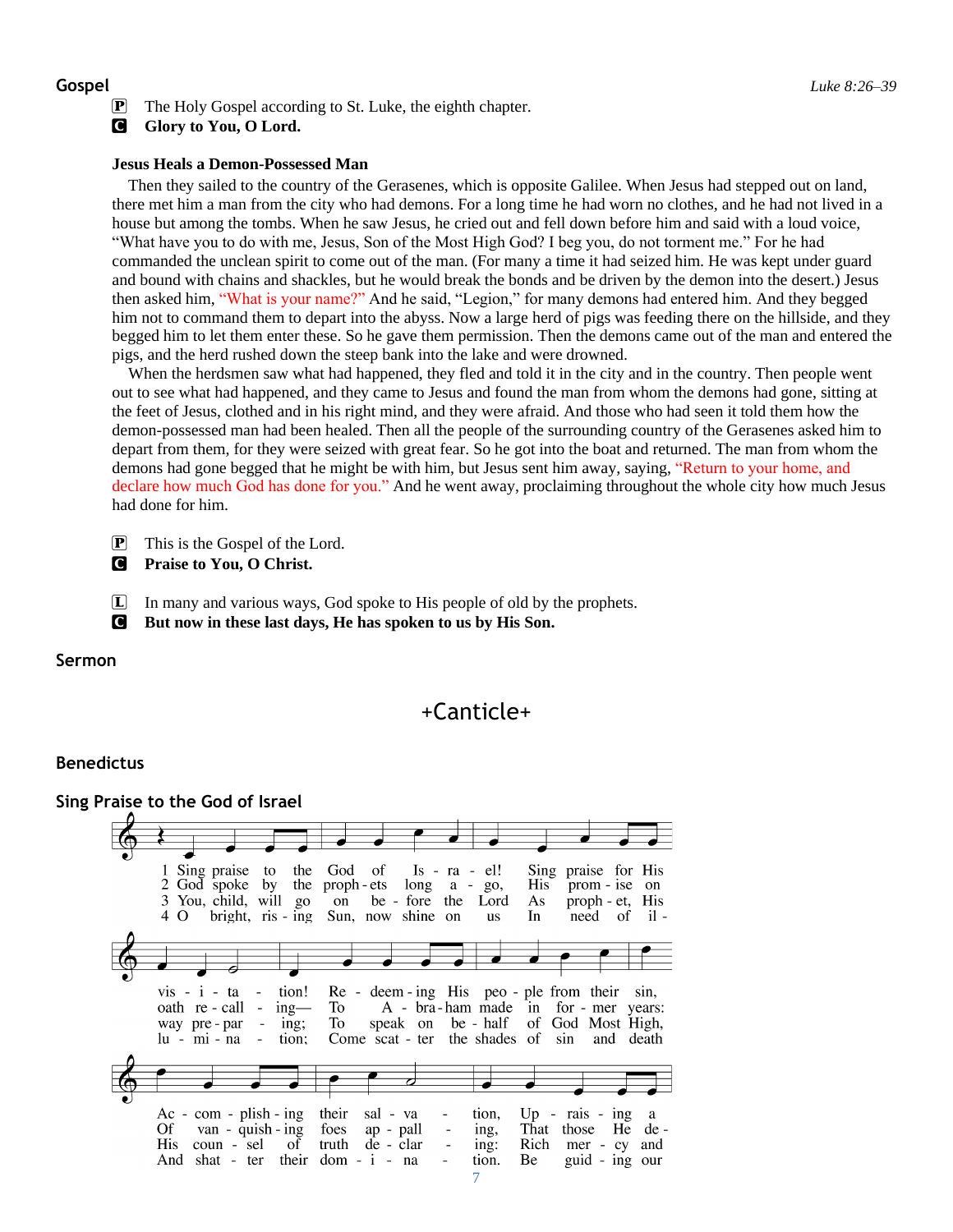## Gospel

*Luke 8:26–39*

P The Holy Gospel according to St. Luke, the eighth chapter.

C **Glory to You, O Lord.**

**Jesus Heals a Demon-Possessed Man**

Then they sailed to the country of the Gerasenes, which is opposite Galilee. When Jesus had stepped out on land, there met him a man from the city who had demons. For a long time he had worn no clothes, and he had not lived in a house but among the tombs. When he saw Jesus, he cried out and fell down before him and said with a loud voice, "What have you to do with me, Jesus, Son of the Most High God? I beg you, do not torment me." For he had commanded the unclean spirit to come out of the man. (For many a time it had seized him. He was kept under guard and bound with chains and shackles, but he would break the bonds and be driven by the demon into the desert.) Jesus then asked him, "What is your name?" And he said, "Legion," for many demons had entered him. And they begged him not to command them to depart into the abyss. Now a large herd of pigs was feeding there on the hillside, and they begged him to let them enter these. So he gave them permission. Then the demons came out of the man and entered the pigs, and the herd rushed down the steep bank into the lake and were drowned.

When the herdsmen saw what had happened, they fled and told it in the city and in the country. Then people went out to see what had happened, and they came to Jesus and found the man from whom the demons had gone, sitting at the feet of Jesus, clothed and in his right mind, and they were afraid. And those who had seen it told them how the demon-possessed man had been healed. Then all the people of the surrounding country of the Gerasenes asked him to depart from them, for they were seized with great fear. So he got into the boat and returned. The man from whom the demons had gone begged that he might be with him, but Jesus sent him away, saying, "Return to your home, and declare how much God has done for you." And he went away, proclaiming throughout the whole city how much Jesus had done for him.

P This is the Gospel of the Lord.

C **Praise to You, O Christ.**

L In many and various ways, God spoke to His people of old by the prophets.

C **But now in these last days, He has spoken to us by His Son.**

## Sermon

# +Canticle+

## Benedictus

## Sing Praise to the God of Israel

1 Sing praise to the God of Israel! Sing praise for His visitation! Redeeming His people from their sin, Accomplishing their salvation, Upraising a

2 God spoke by the prophets long ago, His promise on oath recalling— To Abraham made in former years: Of vanquishing foes appalling; That those He de-

3 You, child, will go on before the Lord As prophet, His way preparing; To speak on behalf of God Most High, His counsel of truth declaring: Rich mercy and

4 O bright, rising Sun, now shine on us In need of illumination; Come scatter the shades of sin and death And shatter their dominion. Be guiding our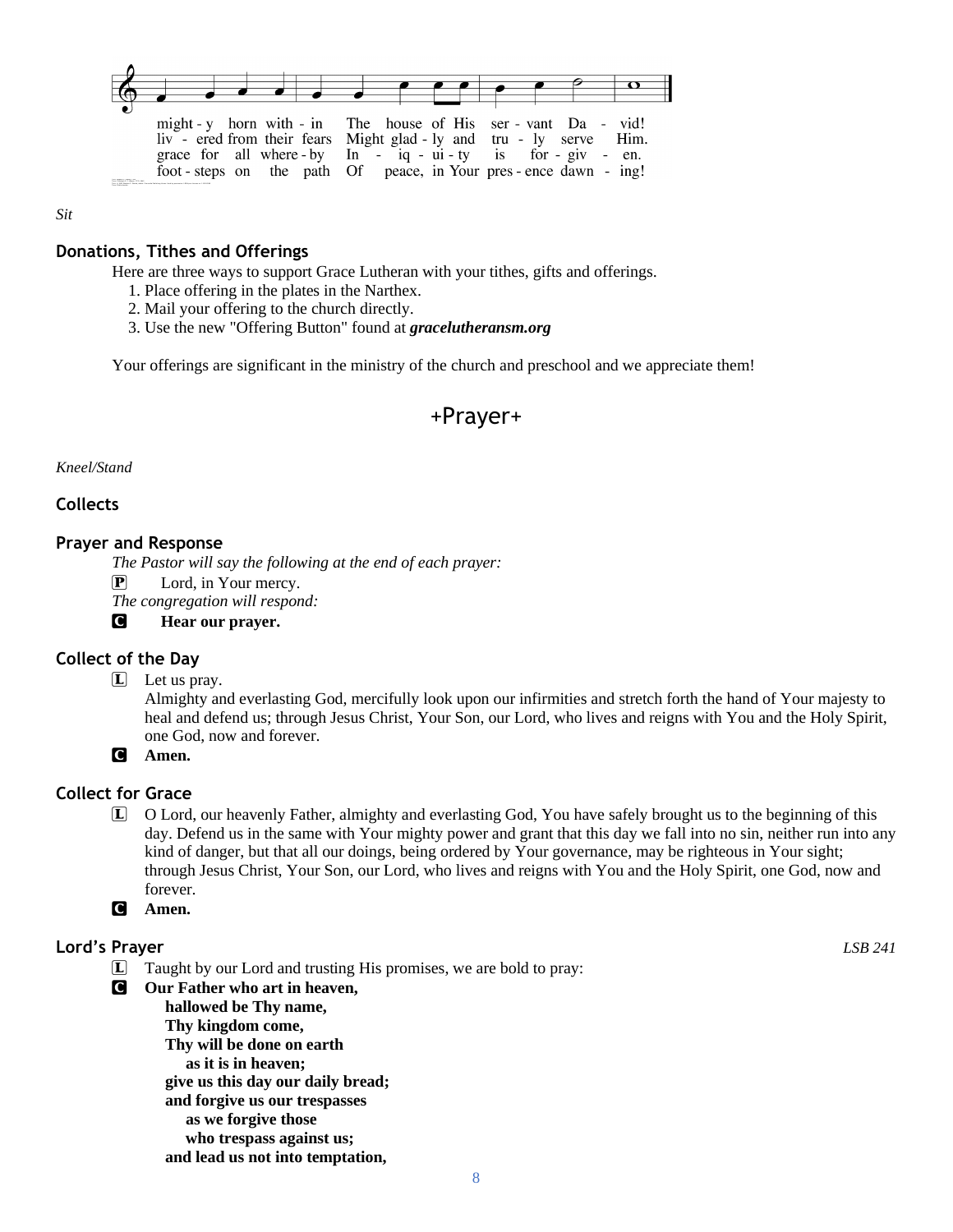might - y horn with - in The house of His ser - vant Da - vid!
liv - ered from their fears Might glad - ly and tru - ly serve Him.
grace for all where - by In - iq - ui - ty is for - giv - en.
foot - steps on the path Of peace, in Your pres - ence dawn - ing!

*Sit*

### Donations, Tithes and Offerings

Here are three ways to support Grace Lutheran with your tithes, gifts and offerings.

1. Place offering in the plates in the Narthex.
2. Mail your offering to the church directly.
3. Use the new "Offering Button" found at ***gracelutheransm.org***

Your offerings are significant in the ministry of the church and preschool and we appreciate them!

## +Prayer+

*Kneel/Stand*

### Collects

### Prayer and Response

*The Pastor will say the following at the end of each prayer:*

P Lord, in Your mercy.

*The congregation will respond:*

C **Hear our prayer.**

### Collect of the Day

L Let us pray.
Almighty and everlasting God, mercifully look upon our infirmities and stretch forth the hand of Your majesty to heal and defend us; through Jesus Christ, Your Son, our Lord, who lives and reigns with You and the Holy Spirit, one God, now and forever.

C **Amen.**

### Collect for Grace

L O Lord, our heavenly Father, almighty and everlasting God, You have safely brought us to the beginning of this day. Defend us in the same with Your mighty power and grant that this day we fall into no sin, neither run into any kind of danger, but that all our doings, being ordered by Your governance, may be righteous in Your sight; through Jesus Christ, Your Son, our Lord, who lives and reigns with You and the Holy Spirit, one God, now and forever.

C **Amen.**

### Lord's Prayer

*LSB 241*

L Taught by our Lord and trusting His promises, we are bold to pray:

C **Our Father who art in heaven,**
**hallowed be Thy name,**
**Thy kingdom come,**
**Thy will be done on earth**
**as it is in heaven;**
**give us this day our daily bread;**
**and forgive us our trespasses**
**as we forgive those**
**who trespass against us;**
**and lead us not into temptation,**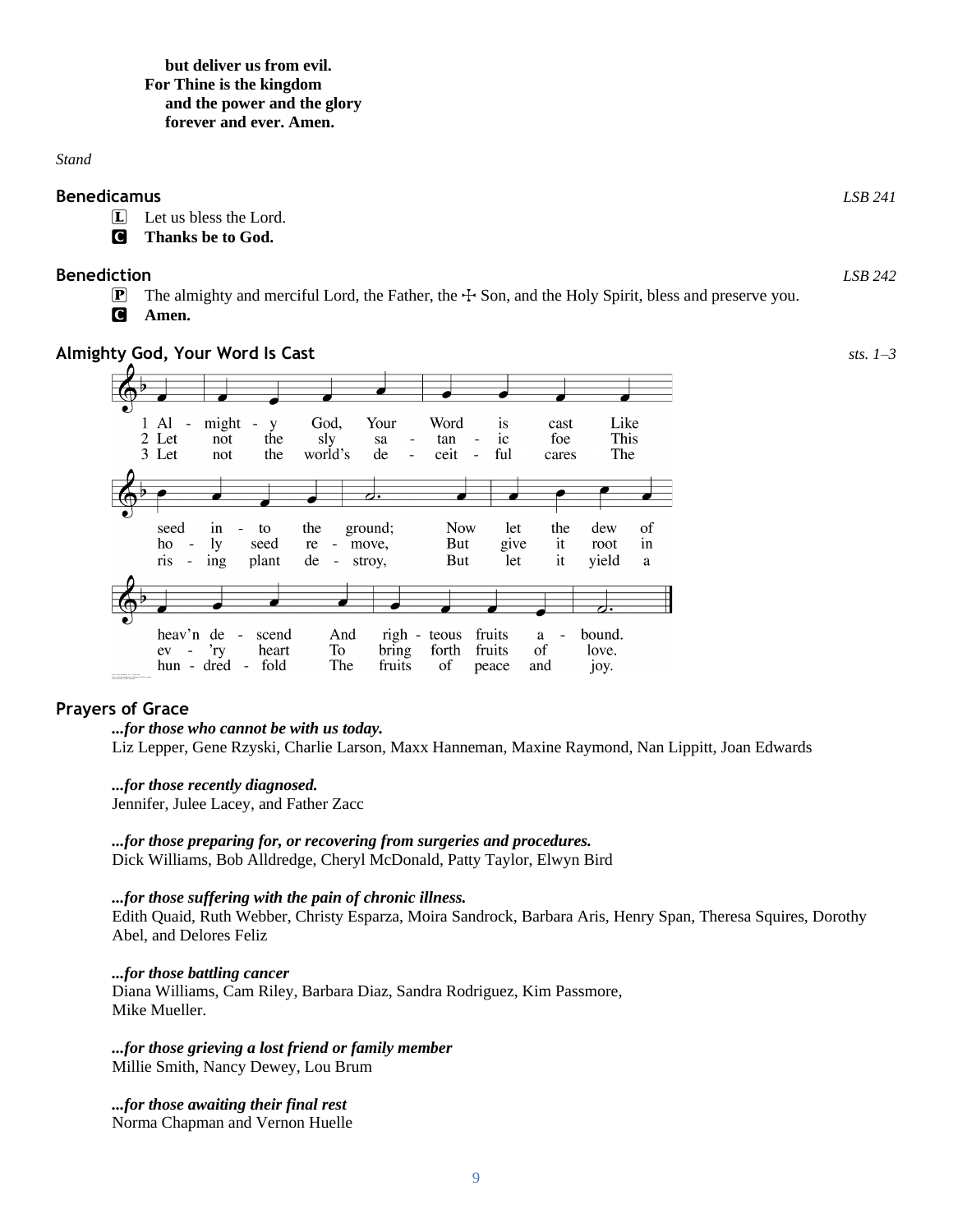**but deliver us from evil.**
**For Thine is the kingdom**
**and the power and the glory**
**forever and ever. Amen.**

*Stand*

### Benedicamus *LSB 241*

L Let us bless the Lord.
C **Thanks be to God.**

### Benediction *LSB 242*

P The almighty and merciful Lord, the Father, the ☩ Son, and the Holy Spirit, bless and preserve you.
C **Amen.**

### Almighty God, Your Word Is Cast *sts. 1–3*

1 Almighty God, Your Word is cast Like seed into the ground; Now let the dew of heav'n descend And righteous fruits abound.

2 Let not the sly satanic foe This holy seed remove, But give it root in ev'ry heart To bring forth fruits of love.

3 Let not the world's deceitful cares The rising plant destroy, But let it yield a hundredfold The fruits of peace and joy.

### Prayers of Grace

***...for those who cannot be with us today.***
Liz Lepper, Gene Rzyski, Charlie Larson, Maxx Hanneman, Maxine Raymond, Nan Lippitt, Joan Edwards

***...for those recently diagnosed.***
Jennifer, Julee Lacey, and Father Zacc

***...for those preparing for, or recovering from surgeries and procedures.***
Dick Williams, Bob Alldredge, Cheryl McDonald, Patty Taylor, Elwyn Bird

***...for those suffering with the pain of chronic illness.***
Edith Quaid, Ruth Webber, Christy Esparza, Moira Sandrock, Barbara Aris, Henry Span, Theresa Squires, Dorothy Abel, and Delores Feliz

***...for those battling cancer***
Diana Williams, Cam Riley, Barbara Diaz, Sandra Rodriguez, Kim Passmore,
Mike Mueller.

***...for those grieving a lost friend or family member***
Millie Smith, Nancy Dewey, Lou Brum

***...for those awaiting their final rest***
Norma Chapman and Vernon Huelle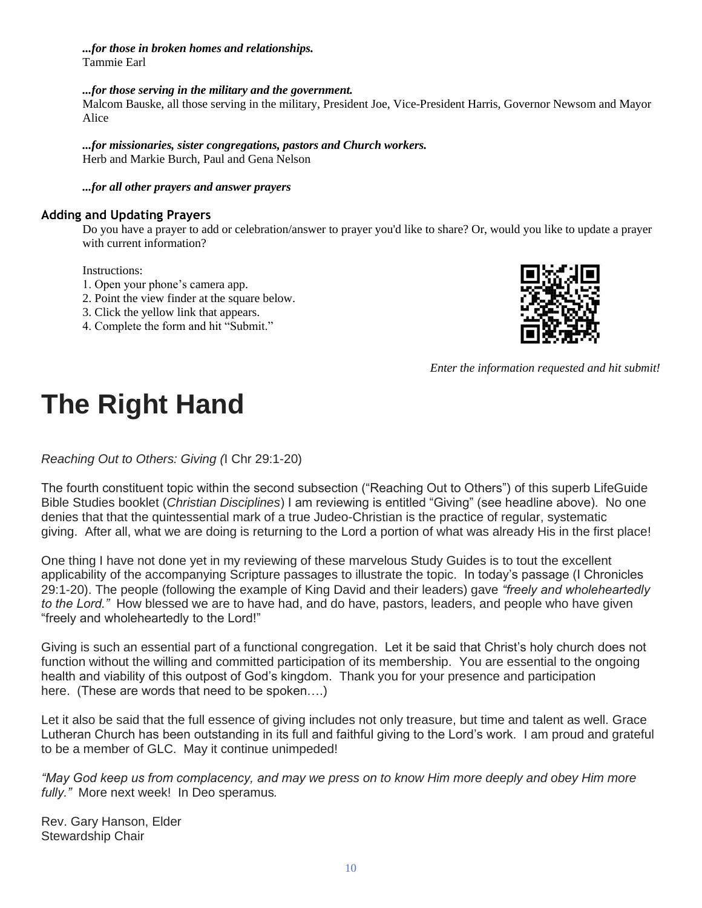***...for those in broken homes and relationships.***
Tammie Earl

***...for those serving in the military and the government.***
Malcom Bauske, all those serving in the military, President Joe, Vice-President Harris, Governor Newsom and Mayor Alice

***...for missionaries, sister congregations, pastors and Church workers.***
Herb and Markie Burch, Paul and Gena Nelson

***...for all other prayers and answer prayers***

**Adding and Updating Prayers**

Do you have a prayer to add or celebration/answer to prayer you'd like to share? Or, would you like to update a prayer with current information?

Instructions:

1. Open your phone's camera app.
2. Point the view finder at the square below.
3. Click the yellow link that appears.
4. Complete the form and hit "Submit."

*Enter the information requested and hit submit!*

# The Right Hand

*Reaching Out to Others: Giving (*I Chr 29:1-20)

The fourth constituent topic within the second subsection ("Reaching Out to Others") of this superb LifeGuide Bible Studies booklet (*Christian Disciplines*) I am reviewing is entitled "Giving" (see headline above). No one denies that that the quintessential mark of a true Judeo-Christian is the practice of regular, systematic giving. After all, what we are doing is returning to the Lord a portion of what was already His in the first place!

One thing I have not done yet in my reviewing of these marvelous Study Guides is to tout the excellent applicability of the accompanying Scripture passages to illustrate the topic. In today's passage (I Chronicles 29:1-20). The people (following the example of King David and their leaders) gave *"freely and wholeheartedly to the Lord."* How blessed we are to have had, and do have, pastors, leaders, and people who have given "freely and wholeheartedly to the Lord!"

Giving is such an essential part of a functional congregation. Let it be said that Christ's holy church does not function without the willing and committed participation of its membership. You are essential to the ongoing health and viability of this outpost of God's kingdom. Thank you for your presence and participation here. (These are words that need to be spoken….)

Let it also be said that the full essence of giving includes not only treasure, but time and talent as well. Grace Lutheran Church has been outstanding in its full and faithful giving to the Lord's work. I am proud and grateful to be a member of GLC. May it continue unimpeded!

*"May God keep us from complacency, and may we press on to know Him more deeply and obey Him more fully."* More next week! In Deo speramus*.*

Rev. Gary Hanson, Elder
Stewardship Chair